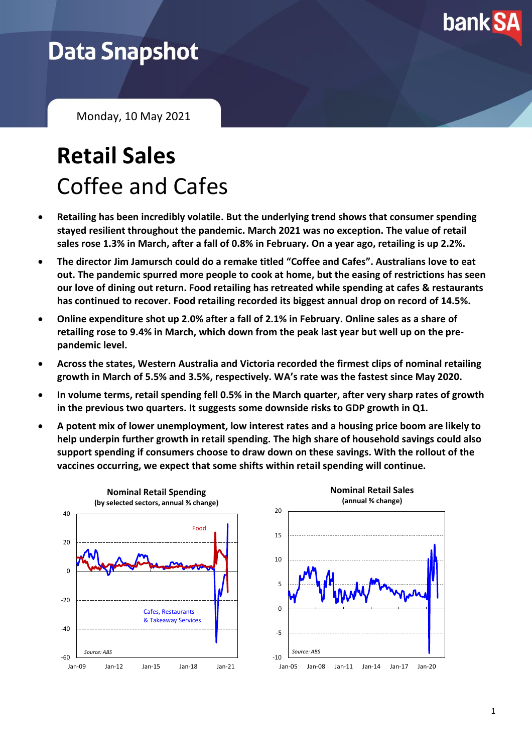# Data Snapshot

Monday, 10 May 2021

# Retail Sales

## Coffee and Cafes

- **Retailing has been incredibly volatile. But the underlying trend shows that consumer spending stayed resilient throughout the pandemic. March 2021 was no exception. The value of retail sales rose 1.3% in March, after a fall of 0.8% in February. On a year ago, retailing is up 2.2%.**
- **The director Jim Jamursch could do a remake titled "Coffee and Cafes". Australians love to eat out. The pandemic spurred more people to cook at home, but the easing of restrictions has seen our love of dining out return. Food retailing has retreated while spending at cafes & restaurants has continued to recover. Food retailing recorded its biggest annual drop on record of 14.5%.**
- **Online expenditure shot up 2.0% after a fall of 2.1% in February. Online sales as a share of retailing rose to 9.4% in March, which down from the peak last year but well up on the pre-pandemic level.**
- **Across the states, Western Australia and Victoria recorded the firmest clips of nominal retailing growth in March of 5.5% and 3.5%, respectively. WA's rate was the fastest since May 2020.**
- **In volume terms, retail spending fell 0.5% in the March quarter, after very sharp rates of growth in the previous two quarters. It suggests some downside risks to GDP growth in Q1.**
- **A potent mix of lower unemployment, low interest rates and a housing price boom are likely to help underpin further growth in retail spending. The high share of household savings could also support spending if consumers choose to draw down on these savings. With the rollout of the vaccines occurring, we expect that some shifts within retail spending will continue.**

**Nominal Retail Spending**
**(by selected sectors, annual % change)**

Food; Cafes, Restaurants & Takeaway Services

Source: ABS

**Nominal Retail Sales**
**(annual % change)**

Source: ABS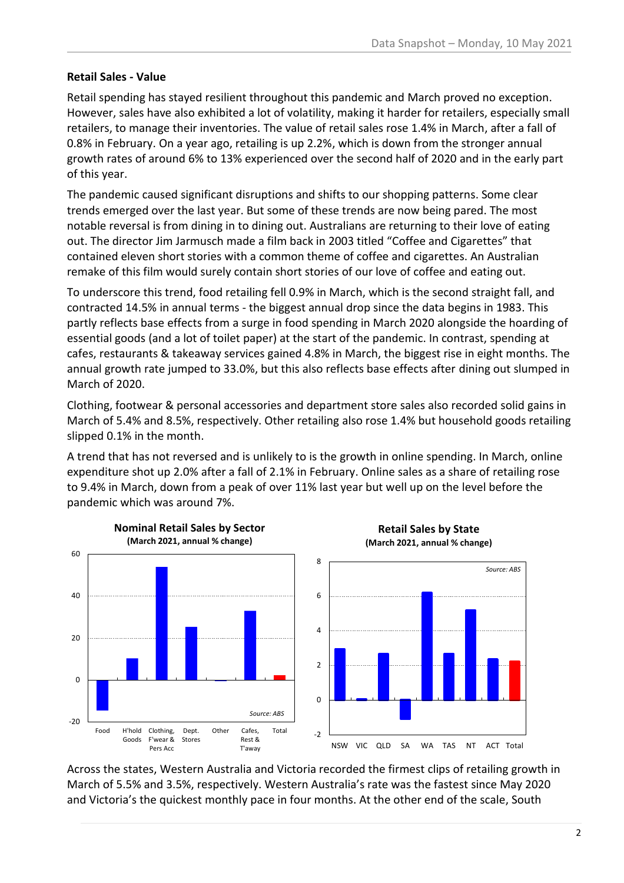### Retail Sales - Value

Retail spending has stayed resilient throughout this pandemic and March proved no exception. However, sales have also exhibited a lot of volatility, making it harder for retailers, especially small retailers, to manage their inventories. The value of retail sales rose 1.4% in March, after a fall of 0.8% in February. On a year ago, retailing is up 2.2%, which is down from the stronger annual growth rates of around 6% to 13% experienced over the second half of 2020 and in the early part of this year.

The pandemic caused significant disruptions and shifts to our shopping patterns. Some clear trends emerged over the last year. But some of these trends are now being pared. The most notable reversal is from dining in to dining out. Australians are returning to their love of eating out. The director Jim Jarmusch made a film back in 2003 titled "Coffee and Cigarettes" that contained eleven short stories with a common theme of coffee and cigarettes. An Australian remake of this film would surely contain short stories of our love of coffee and eating out.

To underscore this trend, food retailing fell 0.9% in March, which is the second straight fall, and contracted 14.5% in annual terms - the biggest annual drop since the data begins in 1983. This partly reflects base effects from a surge in food spending in March 2020 alongside the hoarding of essential goods (and a lot of toilet paper) at the start of the pandemic. In contrast, spending at cafes, restaurants & takeaway services gained 4.8% in March, the biggest rise in eight months. The annual growth rate jumped to 33.0%, but this also reflects base effects after dining out slumped in March of 2020.

Clothing, footwear & personal accessories and department store sales also recorded solid gains in March of 5.4% and 8.5%, respectively. Other retailing also rose 1.4% but household goods retailing slipped 0.1% in the month.

A trend that has not reversed and is unlikely to is the growth in online spending. In March, online expenditure shot up 2.0% after a fall of 2.1% in February. Online sales as a share of retailing rose to 9.4% in March, down from a peak of over 11% last year but well up on the level before the pandemic which was around 7%.

**Nominal Retail Sales by Sector (March 2021, annual % change)**

Source: ABS

**Retail Sales by State (March 2021, annual % change)**

Source: ABS

Across the states, Western Australia and Victoria recorded the firmest clips of retailing growth in March of 5.5% and 3.5%, respectively. Western Australia's rate was the fastest since May 2020 and Victoria's the quickest monthly pace in four months. At the other end of the scale, South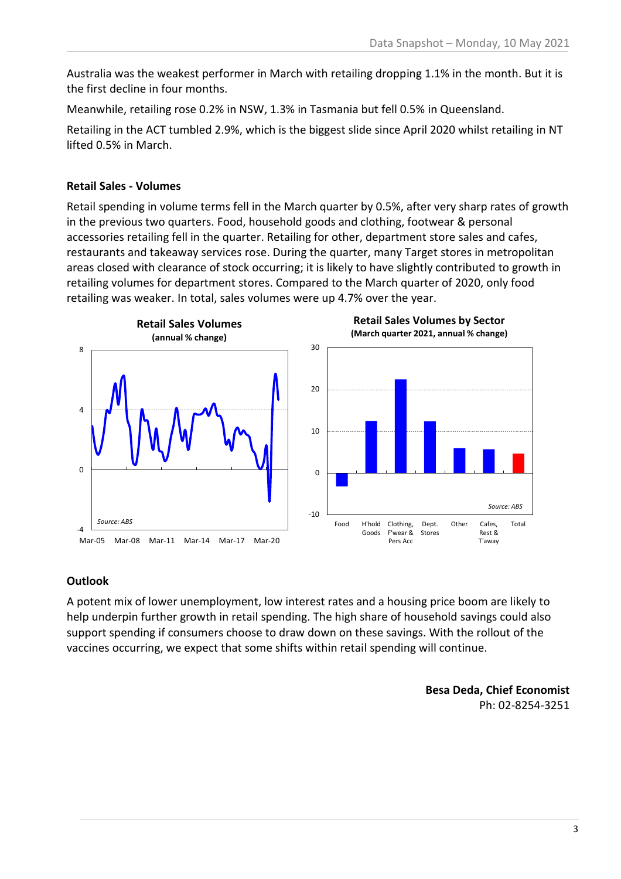Australia was the weakest performer in March with retailing dropping 1.1% in the month. But it is the first decline in four months.

Meanwhile, retailing rose 0.2% in NSW, 1.3% in Tasmania but fell 0.5% in Queensland.

Retailing in the ACT tumbled 2.9%, which is the biggest slide since April 2020 whilst retailing in NT lifted 0.5% in March.

**Retail Sales - Volumes**

Retail spending in volume terms fell in the March quarter by 0.5%, after very sharp rates of growth in the previous two quarters. Food, household goods and clothing, footwear & personal accessories retailing fell in the quarter. Retailing for other, department store sales and cafes, restaurants and takeaway services rose. During the quarter, many Target stores in metropolitan areas closed with clearance of stock occurring; it is likely to have slightly contributed to growth in retailing volumes for department stores. Compared to the March quarter of 2020, only food retailing was weaker. In total, sales volumes were up 4.7% over the year.

**Retail Sales Volumes**
**(annual % change)**

Source: ABS

**Retail Sales Volumes by Sector**
**(March quarter 2021, annual % change)**

Source: ABS

**Outlook**

A potent mix of lower unemployment, low interest rates and a housing price boom are likely to help underpin further growth in retail spending. The high share of household savings could also support spending if consumers choose to draw down on these savings. With the rollout of the vaccines occurring, we expect that some shifts within retail spending will continue.

**Besa Deda, Chief Economist**
Ph: 02-8254-3251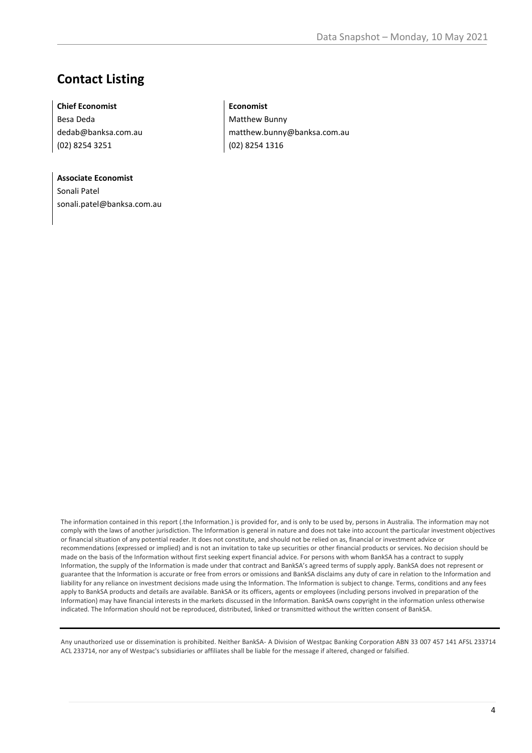## Contact Listing

**Chief Economist**
Besa Deda
dedab@banksa.com.au
(02) 8254 3251

**Economist**
Matthew Bunny
matthew.bunny@banksa.com.au
(02) 8254 1316

**Associate Economist**
Sonali Patel
sonali.patel@banksa.com.au

The information contained in this report (.the Information.) is provided for, and is only to be used by, persons in Australia. The information may not comply with the laws of another jurisdiction. The Information is general in nature and does not take into account the particular investment objectives or financial situation of any potential reader. It does not constitute, and should not be relied on as, financial or investment advice or recommendations (expressed or implied) and is not an invitation to take up securities or other financial products or services. No decision should be made on the basis of the Information without first seeking expert financial advice. For persons with whom BankSA has a contract to supply Information, the supply of the Information is made under that contract and BankSA's agreed terms of supply apply. BankSA does not represent or guarantee that the Information is accurate or free from errors or omissions and BankSA disclaims any duty of care in relation to the Information and liability for any reliance on investment decisions made using the Information. The Information is subject to change. Terms, conditions and any fees apply to BankSA products and details are available. BankSA or its officers, agents or employees (including persons involved in preparation of the Information) may have financial interests in the markets discussed in the Information. BankSA owns copyright in the information unless otherwise indicated. The Information should not be reproduced, distributed, linked or transmitted without the written consent of BankSA.

Any unauthorized use or dissemination is prohibited. Neither BankSA- A Division of Westpac Banking Corporation ABN 33 007 457 141 AFSL 233714 ACL 233714, nor any of Westpac's subsidiaries or affiliates shall be liable for the message if altered, changed or falsified.